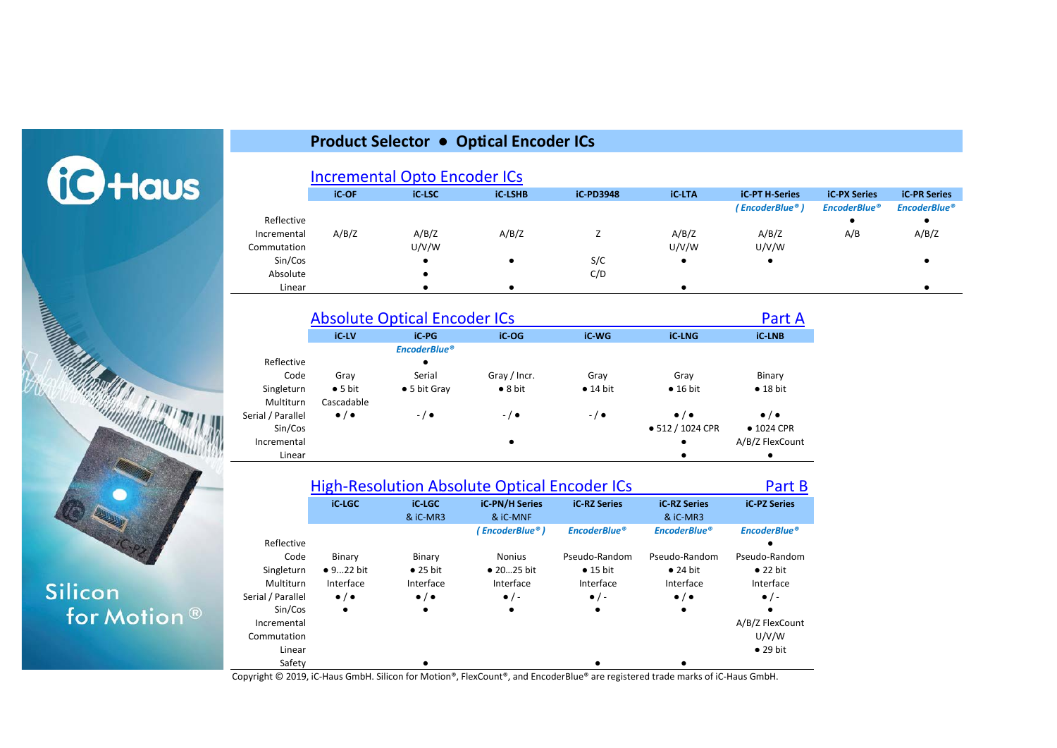# Product Selector ● Optical Encoder ICs

## Incremental Opto Encoder ICs

| | iC-OF | iC-LSC | iC-LSHB | iC-PD3948 | iC-LTA | iC-PT H-Series | iC-PX Series | iC-PR Series |
|---|---|---|---|---|---|---|---|---|
| | | | | | | *( EncoderBlue® )* | *EncoderBlue®* | *EncoderBlue®* |
| Reflective | | | | | | | ● | ● |
| Incremental | A/B/Z | A/B/Z | A/B/Z | Z | A/B/Z | A/B/Z | A/B | A/B/Z |
| Commutation | | U/V/W | | | U/V/W | U/V/W | | |
| Sin/Cos | | ● | ● | S/C | ● | ● | | ● |
| Absolute | | ● | | C/D | | | | |
| Linear | | ● | ● | | ● | | | ● |

## Absolute Optical Encoder ICs — Part A

| | iC-LV | iC-PG | iC-OG | iC-WG | iC-LNG | iC-LNB |
|---|---|---|---|---|---|---|
| | | *EncoderBlue®* | | | | |
| Reflective | | ● | | | | |
| Code | Gray | Serial | Gray / Incr. | Gray | Gray | Binary |
| Singleturn | ● 5 bit | ● 5 bit Gray | ● 8 bit | ● 14 bit | ● 16 bit | ● 18 bit |
| Multiturn | Cascadable | | | | | |
| Serial / Parallel | ● / ● | - / ● | - / ● | - / ● | ● / ● | ● / ● |
| Sin/Cos | | | | | ● 512 / 1024 CPR | ● 1024 CPR |
| Incremental | | | ● | | ● | A/B/Z FlexCount |
| Linear | | | | | ● | ● |

## High-Resolution Absolute Optical Encoder ICs — Part B

| | iC-LGC | iC-LGC & iC-MR3 | iC-PN/H Series & iC-MNF | iC-RZ Series | iC-RZ Series & iC-MR3 | iC-PZ Series |
|---|---|---|---|---|---|---|
| | | | *( EncoderBlue® )* | *EncoderBlue®* | *EncoderBlue®* | *EncoderBlue®* |
| Reflective | | | | | | ● |
| Code | Binary | Binary | Nonius | Pseudo-Random | Pseudo-Random | Pseudo-Random |
| Singleturn | ● 9...22 bit | ● 25 bit | ● 20...25 bit | ● 15 bit | ● 24 bit | ● 22 bit |
| Multiturn | Interface | Interface | Interface | Interface | Interface | Interface |
| Serial / Parallel | ● / ● | ● / ● | ● / - | ● / - | ● / ● | ● / - |
| Sin/Cos | ● | ● | ● | ● | ● | ● |
| Incremental | | | | | | A/B/Z FlexCount |
| Commutation | | | | | | U/V/W |
| Linear | | | | | | ● 29 bit |
| Safety | | ● | | ● | ● | |

Copyright © 2019, iC-Haus GmbH. Silicon for Motion®, FlexCount®, and EncoderBlue® are registered trade marks of iC-Haus GmbH.

iC-Haus

Silicon for Motion®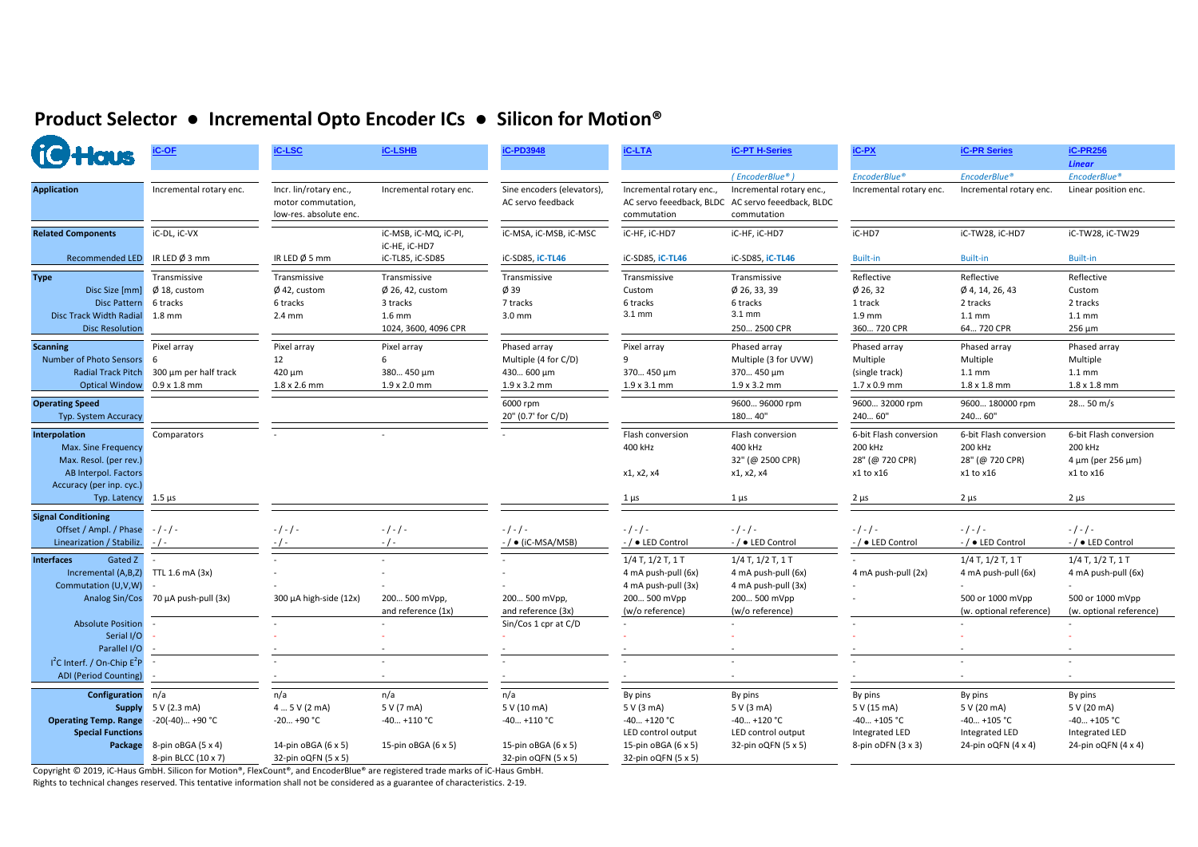# Product Selector ● Incremental Opto Encoder ICs ● Silicon for Motion®

| iC-Haus | iC-OF | iC-LSC | iC-LSHB | iC-PD3948 | iC-LTA | iC-PT H-Series | iC-PX | iC-PR Series | iC-PR256 *Linear* |
|---|---|---|---|---|---|---|---|---|---|
| | | | | | | *( EncoderBlue® )* | *EncoderBlue®* | *EncoderBlue®* | *EncoderBlue®* |
| **Application** | Incremental rotary enc. | Incr. lin/rotary enc., motor commutation, low-res. absolute enc. | Incremental rotary enc. | Sine encoders (elevators), AC servo feedback | Incremental rotary enc., AC servo feeedback, BLDC commutation | Incremental rotary enc., AC servo feeedback, BLDC commutation | Incremental rotary enc. | Incremental rotary enc. | Linear position enc. |
| **Related Components** | iC-DL, iC-VX | | iC-MSB, iC-MQ, iC-PI, iC-HE, iC-HD7 | iC-MSA, iC-MSB, iC-MSC | iC-HF, iC-HD7 | iC-HF, iC-HD7 | iC-HD7 | iC-TW28, iC-HD7 | iC-TW28, iC-TW29 |
| Recommended LED | IR LED Ø 3 mm | IR LED Ø 5 mm | iC-TL85, iC-SD85 | iC-SD85, iC-TL46 | iC-SD85, iC-TL46 | iC-SD85, iC-TL46 | Built-in | Built-in | Built-in |
| **Type** | Transmissive | Transmissive | Transmissive | Transmissive | Transmissive | Transmissive | Reflective | Reflective | Reflective |
| Disc Size [mm] | Ø 18, custom | Ø 42, custom | Ø 26, 42, custom | Ø 39 | Custom | Ø 26, 33, 39 | Ø 26, 32 | Ø 4, 14, 26, 43 | Custom |
| Disc Pattern | 6 tracks | 6 tracks | 3 tracks | 7 tracks | 6 tracks | 6 tracks | 1 track | 2 tracks | 2 tracks |
| Disc Track Width Radial | 1.8 mm | 2.4 mm | 1.6 mm | 3.0 mm | 3.1 mm | 3.1 mm | 1.9 mm | 1.1 mm | 1.1 mm |
| Disc Resolution | | | 1024, 3600, 4096 CPR | | | 250… 2500 CPR | 360… 720 CPR | 64… 720 CPR | 256 µm |
| **Scanning** | Pixel array | Pixel array | Pixel array | Phased array | Pixel array | Phased array | Phased array | Phased array | Phased array |
| Number of Photo Sensors | 6 | 12 | 6 | Multiple (4 for C/D) | 9 | Multiple (3 for UVW) | Multiple | Multiple | Multiple |
| Radial Track Pitch | 300 µm per half track | 420 µm | 380… 450 µm | 430… 600 µm | 370… 450 µm | 370… 450 µm | (single track) | 1.1 mm | 1.1 mm |
| Optical Window | 0.9 x 1.8 mm | 1.8 x 2.6 mm | 1.9 x 2.0 mm | 1.9 x 3.2 mm | 1.9 x 3.1 mm | 1.9 x 3.2 mm | 1.7 x 0.9 mm | 1.8 x 1.8 mm | 1.8 x 1.8 mm |
| **Operating Speed** | | | | 6000 rpm | | 9600… 96000 rpm | 9600… 32000 rpm | 9600… 180000 rpm | 28… 50 m/s |
| Typ. System Accuracy | | | | 20" (0.7' for C/D) | | 180… 40" | 240… 60" | 240… 60" | |
| **Interpolation** | Comparators | - | - | - | Flash conversion | Flash conversion | 6-bit Flash conversion | 6-bit Flash conversion | 6-bit Flash conversion |
| Max. Sine Frequency | | | | | 400 kHz | 400 kHz | 200 kHz | 200 kHz | 200 kHz |
| Max. Resol. (per rev.) | | | | | | 32" (@ 2500 CPR) | 28" (@ 720 CPR) | 28" (@ 720 CPR) | 4 µm (per 256 µm) |
| AB Interpol. Factors | | | | | x1, x2, x4 | x1, x2, x4 | x1 to x16 | x1 to x16 | x1 to x16 |
| Accuracy (per inp. cyc.) | | | | | | | | | |
| Typ. Latency | 1.5 µs | | | | 1 µs | 1 µs | 2 µs | 2 µs | 2 µs |
| **Signal Conditioning** | | | | | | | | | |
| Offset / Ampl. / Phase | - / - / - | - / - / - | - / - / - | - / - / - | - / - / - | - / - / - | - / - / - | - / - / - | - / - / - |
| Linearization / Stabiliz. | - / - | - / - | - / - | - / ● (iC-MSA/MSB) | - / ● LED Control | - / ● LED Control | - / ● LED Control | - / ● LED Control | - / ● LED Control |
| **Interfaces** Gated Z | - | - | - | - | 1/4 T, 1/2 T, 1 T | 1/4 T, 1/2 T, 1 T | - | 1/4 T, 1/2 T, 1 T | 1/4 T, 1/2 T, 1 T |
| Incremental (A,B,Z) | TTL 1.6 mA (3x) | - | - | - | 4 mA push-pull (6x) | 4 mA push-pull (6x) | 4 mA push-pull (2x) | 4 mA push-pull (6x) | 4 mA push-pull (6x) |
| Commutation (U,V,W) | - | - | - | - | 4 mA push-pull (3x) | 4 mA push-pull (3x) | - | - | - |
| Analog Sin/Cos | 70 µA push-pull (3x) | 300 µA high-side (12x) | 200… 500 mVpp, and reference (1x) | 200… 500 mVpp, and reference (3x) | 200… 500 mVpp (w/o reference) | 200… 500 mVpp (w/o reference) | - | 500 or 1000 mVpp (w. optional reference) | 500 or 1000 mVpp (w. optional reference) |
| Absolute Position | - | - | - | Sin/Cos 1 cpr at C/D | - | - | - | - | - |
| Serial I/O | - | - | - | - | - | - | - | - | - |
| Parallel I/O | - | - | - | - | - | - | - | - | - |
| $I^2C$ Interf. / On-Chip $E^2P$ | - | - | - | - | - | - | - | - | - |
| ADI (Period Counting) | - | - | - | - | - | - | - | - | - |
| **Configuration** | n/a | n/a | n/a | n/a | By pins | By pins | By pins | By pins | By pins |
| **Supply** | 5 V (2.3 mA) | 4 … 5 V (2 mA) | 5 V (7 mA) | 5 V (10 mA) | 5 V (3 mA) | 5 V (3 mA) | 5 V (15 mA) | 5 V (20 mA) | 5 V (20 mA) |
| **Operating Temp. Range** | -20(-40)… +90 °C | -20… +90 °C | -40… +110 °C | -40… +110 °C | -40… +120 °C | -40… +120 °C | -40… +105 °C | -40… +105 °C | -40… +105 °C |
| **Special Functions** | | | | | LED control output | LED control output | Integrated LED | Integrated LED | Integrated LED |
| **Package** | 8-pin oBGA (5 x 4), 8-pin BLCC (10 x 7) | 14-pin oBGA (6 x 5), 32-pin oQFN (5 x 5) | 15-pin oBGA (6 x 5) | 15-pin oBGA (6 x 5), 32-pin oQFN (5 x 5) | 15-pin oBGA (6 x 5), 32-pin oQFN (5 x 5) | 32-pin oQFN (5 x 5) | 8-pin oDFN (3 x 3) | 24-pin oQFN (4 x 4) | 24-pin oQFN (4 x 4) |

Copyright © 2019, iC-Haus GmbH. Silicon for Motion®, FlexCount®, and EncoderBlue® are registered trade marks of iC-Haus GmbH.
Rights to technical changes reserved. This tentative information shall not be considered as a guarantee of characteristics. 2-19.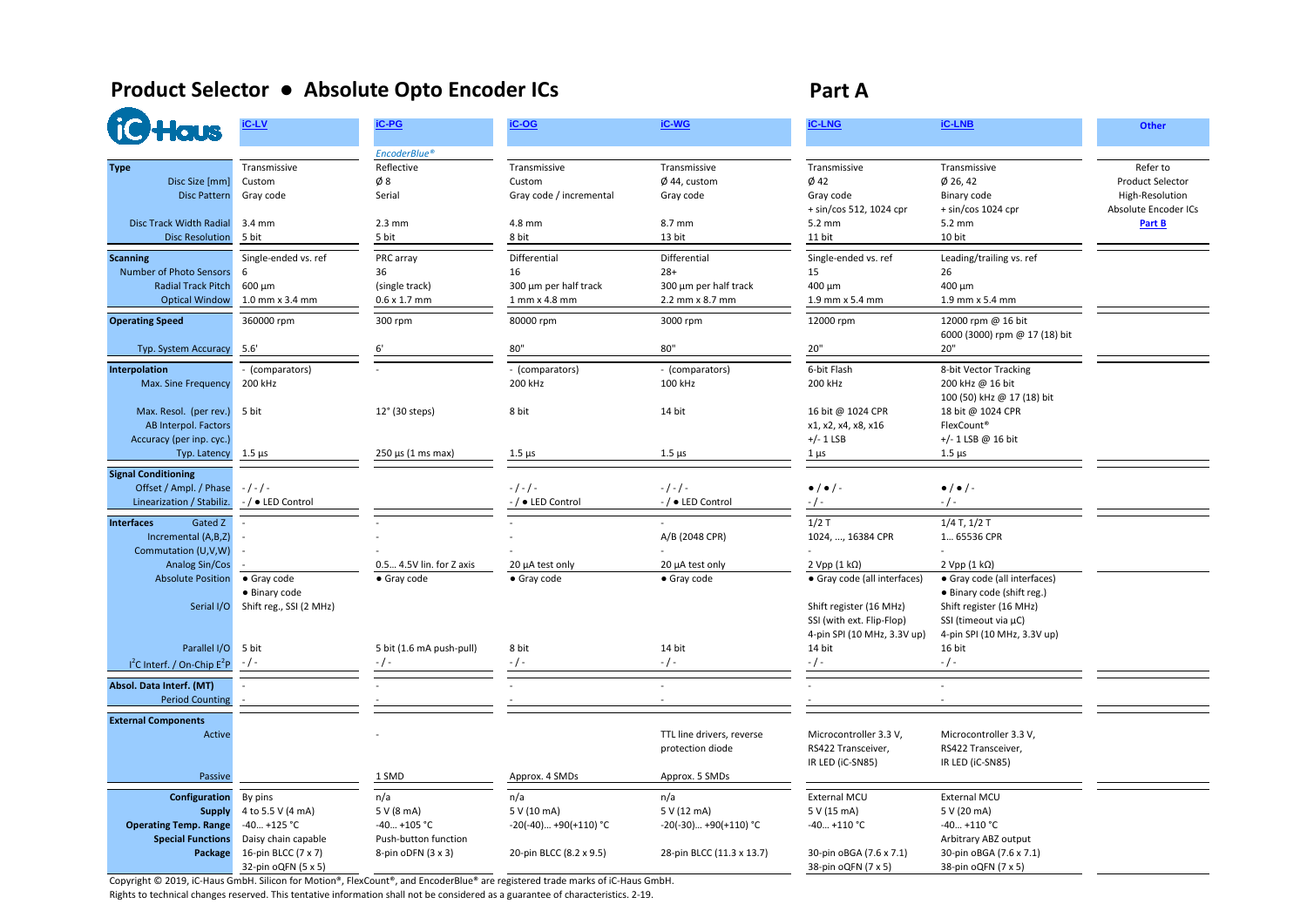# Product Selector ● Absolute Opto Encoder ICs

## Part A

| iC-Haus | iC-LV | iC-PG | iC-OG | iC-WG | iC-LNG | iC-LNB | Other |
|---|---|---|---|---|---|---|---|
| | | *EncoderBlue®* | | | | | |
| **Type** | Transmissive | Reflective | Transmissive | Transmissive | Transmissive | Transmissive | Refer to |
| Disc Size [mm] | Custom | Ø 8 | Custom | Ø 44, custom | Ø 42 | Ø 26, 42 | Product Selector |
| Disc Pattern | Gray code | Serial | Gray code / incremental | Gray code | Gray code + sin/cos 512, 1024 cpr | Binary code + sin/cos 1024 cpr | High-Resolution Absolute Encoder ICs |
| Disc Track Width Radial | 3.4 mm | 2.3 mm | 4.8 mm | 8.7 mm | 5.2 mm | 5.2 mm | **Part B** |
| Disc Resolution | 5 bit | 5 bit | 8 bit | 13 bit | 11 bit | 10 bit | |
| **Scanning** | Single-ended vs. ref | PRC array | Differential | Differential | Single-ended vs. ref | Leading/trailing vs. ref | |
| Number of Photo Sensors | 6 | 36 | 16 | 28+ | 15 | 26 | |
| Radial Track Pitch | 600 µm | (single track) | 300 µm per half track | 300 µm per half track | 400 µm | 400 µm | |
| Optical Window | 1.0 mm x 3.4 mm | 0.6 x 1.7 mm | 1 mm x 4.8 mm | 2.2 mm x 8.7 mm | 1.9 mm x 5.4 mm | 1.9 mm x 5.4 mm | |
| **Operating Speed** | 360000 rpm | 300 rpm | 80000 rpm | 3000 rpm | 12000 rpm | 12000 rpm @ 16 bit 6000 (3000) rpm @ 17 (18) bit | |
| Typ. System Accuracy | 5.6' | 6' | 80" | 80" | 20" | 20" | |
| **Interpolation** | - (comparators) | - | - (comparators) | - (comparators) | 6-bit Flash | 8-bit Vector Tracking | |
| Max. Sine Frequency | 200 kHz | | 200 kHz | 100 kHz | 200 kHz | 200 kHz @ 16 bit 100 (50) kHz @ 17 (18) bit | |
| Max. Resol. (per rev.) | 5 bit | 12° (30 steps) | 8 bit | 14 bit | 16 bit @ 1024 CPR | 18 bit @ 1024 CPR | |
| AB Interpol. Factors | | | | | x1, x2, x4, x8, x16 | FlexCount® | |
| Accuracy (per inp. cyc.) | | | | | +/- 1 LSB | +/- 1 LSB @ 16 bit | |
| Typ. Latency | 1.5 µs | 250 µs (1 ms max) | 1.5 µs | 1.5 µs | 1 µs | 1.5 µs | |
| **Signal Conditioning** | | | | | | | |
| Offset / Ampl. / Phase | - / - / - | | - / - / - | - / - / - | ● / ● / - | ● / ● / - | |
| Linearization / Stabiliz. | - / ● LED Control | | - / ● LED Control | - / ● LED Control | - / - | - / - | |
| **Interfaces** Gated Z | - | - | - | - | 1/2 T | 1/4 T, 1/2 T | |
| Incremental (A,B,Z) | - | - | - | A/B (2048 CPR) | 1024, ..., 16384 CPR | 1… 65536 CPR | |
| Commutation (U,V,W) | - | - | - | - | - | - | |
| Analog Sin/Cos | - | 0.5… 4.5V lin. for Z axis | 20 µA test only | 20 µA test only | 2 Vpp (1 kΩ) | 2 Vpp (1 kΩ) | |
| Absolute Position | ● Gray code ● Binary code | ● Gray code | ● Gray code | ● Gray code | ● Gray code (all interfaces) | ● Gray code (all interfaces) ● Binary code (shift reg.) | |
| Serial I/O | Shift reg., SSI (2 MHz) | | | | Shift register (16 MHz) SSI (with ext. Flip-Flop) 4-pin SPI (10 MHz, 3.3V up) | Shift register (16 MHz) SSI (timeout via µC) 4-pin SPI (10 MHz, 3.3V up) | |
| Parallel I/O | 5 bit | 5 bit (1.6 mA push-pull) | 8 bit | 14 bit | 14 bit | 16 bit | |
| $I^2C$ Interf. / On-Chip $E^2P$ | - / - | - / - | - / - | - / - | - / - | - / - | |
| **Absol. Data Interf. (MT)** | - | - | - | - | - | - | |
| Period Counting | - | - | - | - | - | - | |
| **External Components** | | | | | | | |
| Active | | - | | TTL line drivers, reverse protection diode | Microcontroller 3.3 V, RS422 Transceiver, IR LED (iC-SN85) | Microcontroller 3.3 V, RS422 Transceiver, IR LED (iC-SN85) | |
| Passive | | 1 SMD | Approx. 4 SMDs | Approx. 5 SMDs | | | |
| **Configuration** | By pins | n/a | n/a | n/a | External MCU | External MCU | |
| **Supply** | 4 to 5.5 V (4 mA) | 5 V (8 mA) | 5 V (10 mA) | 5 V (12 mA) | 5 V (15 mA) | 5 V (20 mA) | |
| **Operating Temp. Range** | -40… +125 °C | -40… +105 °C | -20(-40)… +90(+110) °C | -20(-30)… +90(+110) °C | -40… +110 °C | -40… +110 °C | |
| **Special Functions** | Daisy chain capable | Push-button function | | | | Arbitrary ABZ output | |
| **Package** | 16-pin BLCC (7 x 7) 32-pin oQFN (5 x 5) | 8-pin oDFN (3 x 3) | 20-pin BLCC (8.2 x 9.5) | 28-pin BLCC (11.3 x 13.7) | 30-pin oBGA (7.6 x 7.1) 38-pin oQFN (7 x 5) | 30-pin oBGA (7.6 x 7.1) 38-pin oQFN (7 x 5) | |

Copyright © 2019, iC-Haus GmbH. Silicon for Motion®, FlexCount®, and EncoderBlue® are registered trade marks of iC-Haus GmbH.
Rights to technical changes reserved. This tentative information shall not be considered as a guarantee of characteristics. 2-19.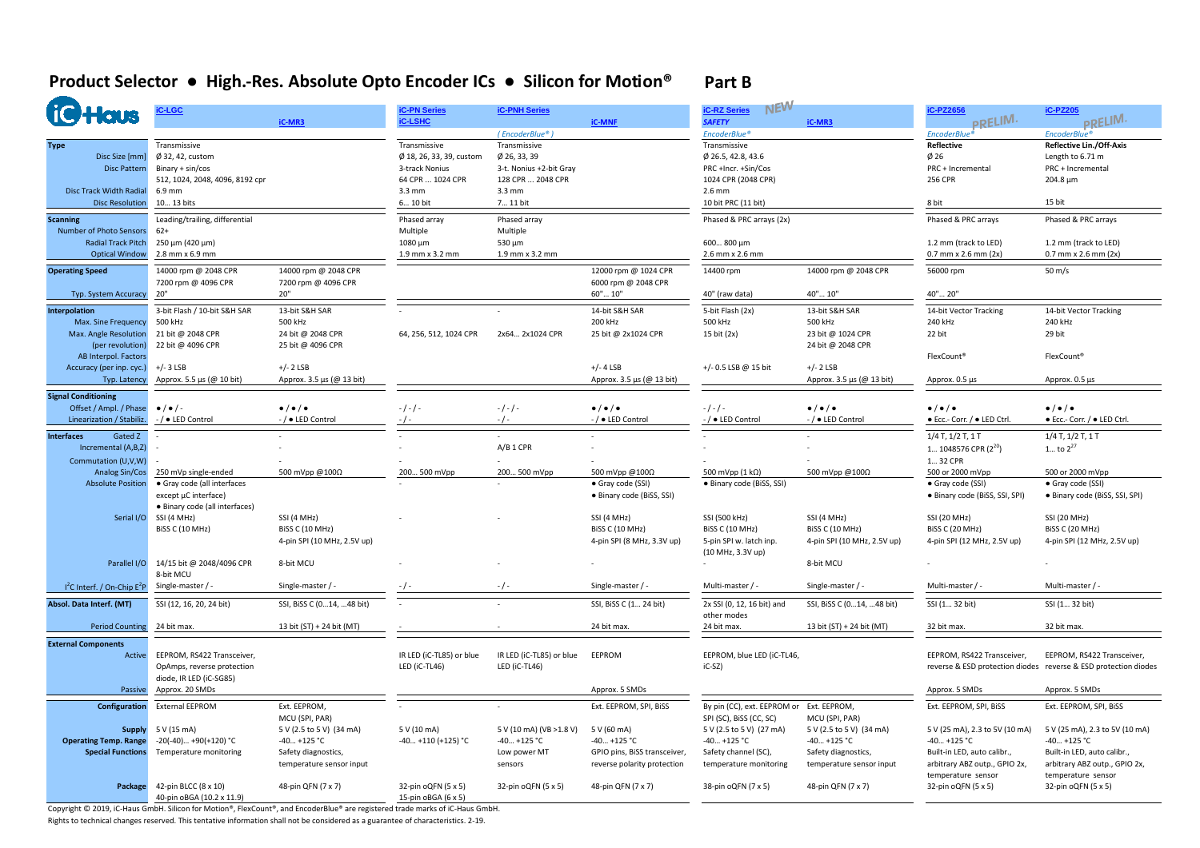# Product Selector ● High.-Res. Absolute Opto Encoder ICs ● Silicon for Motion® Part B

| | iC-LGC | iC-MR3 | iC-PN Series / iC-LSHC | iC-PNH Series ( EncoderBlue® ) | iC-MNF | iC-RZ Series NEW SAFETY EncoderBlue® | iC-MR3 | iC-PZ2656 PRELIM. EncoderBlue® | iC-PZ205 PRELIM. EncoderBlue® |
|---|---|---|---|---|---|---|---|---|---|
| **Type** | Transmissive | | Transmissive | Transmissive | | Transmissive | | **Reflective** | **Reflective Lin./Off-Axis** |
| Disc Size [mm] | Ø 32, 42, custom | | Ø 18, 26, 33, 39, custom | Ø 26, 33, 39 | | Ø 26.5, 42.8, 43.6 | | Ø 26 | Length to 6.71 m |
| Disc Pattern | Binary + sin/cos<br>512, 1024, 2048, 4096, 8192 cpr | | 3-track Nonius<br>64 CPR ... 1024 CPR | 3-t. Nonius +2-bit Gray<br>128 CPR ... 2048 CPR | | PRC +Incr. +Sin/Cos<br>1024 CPR (2048 CPR) | | PRC + Incremental<br>256 CPR | PRC + Incremental<br>204.8 µm |
| Disc Track Width Radial | 6.9 mm | | 3.3 mm | 3.3 mm | | 2.6 mm | | | |
| Disc Resolution | 10… 13 bits | | 6… 10 bit | 7… 11 bit | | 10 bit PRC (11 bit) | | 8 bit | 15 bit |
| **Scanning** | Leading/trailing, differential | | Phased array | Phased array | | Phased & PRC arrays (2x) | | Phased & PRC arrays | Phased & PRC arrays |
| Number of Photo Sensors | 62+ | | Multiple | Multiple | | | | | |
| Radial Track Pitch | 250 µm (420 µm) | | 1080 µm | 530 µm | | 600… 800 µm | | 1.2 mm (track to LED) | 1.2 mm (track to LED) |
| Optical Window | 2.8 mm x 6.9 mm | | 1.9 mm x 3.2 mm | 1.9 mm x 3.2 mm | | 2.6 mm x 2.6 mm | | 0.7 mm x 2.6 mm (2x) | 0.7 mm x 2.6 mm (2x) |
| **Operating Speed** | 14000 rpm @ 2048 CPR<br>7200 rpm @ 4096 CPR | 14000 rpm @ 2048 CPR<br>7200 rpm @ 4096 CPR | | | 12000 rpm @ 1024 CPR<br>6000 rpm @ 2048 CPR | 14400 rpm | 14000 rpm @ 2048 CPR | 56000 rpm | 50 m/s |
| Typ. System Accuracy | 20" | 20" | | | 60"… 10" | 40" (raw data) | 40"… 10" | 40"… 20" | |
| **Interpolation** | 3-bit Flash / 10-bit S&H SAR | 13-bit S&H SAR | - | - | 14-bit S&H SAR | 5-bit Flash (2x) | 13-bit S&H SAR | 14-bit Vector Tracking | 14-bit Vector Tracking |
| Max. Sine Frequency | 500 kHz | 500 kHz | | | 200 kHz | 500 kHz | 500 kHz | 240 kHz | 240 kHz |
| Max. Angle Resolution (per revolution) | 21 bit @ 2048 CPR<br>22 bit @ 4096 CPR | 24 bit @ 2048 CPR<br>25 bit @ 4096 CPR | 64, 256, 512, 1024 CPR | 2x64… 2x1024 CPR | 25 bit @ 2x1024 CPR | 15 bit (2x) | 23 bit @ 1024 CPR<br>24 bit @ 2048 CPR | 22 bit | 29 bit |
| AB Interpol. Factors | | | | | | | | FlexCount® | FlexCount® |
| Accuracy (per inp. cyc.) | +/- 3 LSB | +/- 2 LSB | | | +/- 4 LSB | +/- 0.5 LSB @ 15 bit | +/- 2 LSB | | |
| Typ. Latency | Approx. 5.5 µs (@ 10 bit) | Approx. 3.5 µs (@ 13 bit) | | | Approx. 3.5 µs (@ 13 bit) | | Approx. 3.5 µs (@ 13 bit) | Approx. 0.5 µs | Approx. 0.5 µs |
| **Signal Conditioning** | | | | | | | | | |
| Offset / Ampl. / Phase | ● / ● / - | ● / ● / ● | - / - / - | - / - / - | ● / ● / ● | - / - / - | ● / ● / ● | ● / ● / ● | ● / ● / ● |
| Linearization / Stabiliz. | - / ● LED Control | - / ● LED Control | - / - | - / - | - / ● LED Control | - / ● LED Control | - / ● LED Control | ● Ecc.- Corr. / ● LED Ctrl. | ● Ecc.- Corr. / ● LED Ctrl. |
| **Interfaces** Gated Z | - | - | - | - | - | - | - | 1/4 T, 1/2 T, 1 T | 1/4 T, 1/2 T, 1 T |
| Incremental (A,B,Z) | - | - | - | A/B 1 CPR | - | - | - | 1… 1048576 CPR ($2^{20}$) | 1… to $2^{27}$ |
| Commutation (U,V,W) | - | - | | - | - | - | - | 1… 32 CPR | |
| Analog Sin/Cos | 250 mVp single-ended | 500 mVpp @100Ω | 200… 500 mVpp | 200… 500 mVpp | 500 mVpp @100Ω | 500 mVpp (1 kΩ) | 500 mVpp @100Ω | 500 or 2000 mVpp | 500 or 2000 mVpp |
| Absolute Position | ● Gray code (all interfaces except µC interface)<br>● Binary code (all interfaces) | | - | - | ● Gray code (SSI)<br>● Binary code (BiSS, SSI) | ● Binary code (BiSS, SSI) | | ● Gray code (SSI)<br>● Binary code (BiSS, SSI, SPI) | ● Gray code (SSI)<br>● Binary code (BiSS, SSI, SPI) |
| Serial I/O | SSI (4 MHz)<br>BiSS C (10 MHz) | SSI (4 MHz)<br>BiSS C (10 MHz)<br>4-pin SPI (10 MHz, 2.5V up) | - | - | SSI (4 MHz)<br>BiSS C (10 MHz)<br>4-pin SPI (8 MHz, 3.3V up) | SSI (500 kHz)<br>BiSS C (10 MHz)<br>5-pin SPI w. latch inp. (10 MHz, 3.3V up) | SSI (4 MHz)<br>BiSS C (10 MHz)<br>4-pin SPI (10 MHz, 2.5V up) | SSI (20 MHz)<br>BiSS C (20 MHz)<br>4-pin SPI (12 MHz, 2.5V up) | SSI (20 MHz)<br>BiSS C (20 MHz)<br>4-pin SPI (12 MHz, 2.5V up) |
| Parallel I/O | 14/15 bit @ 2048/4096 CPR<br>8-bit MCU | 8-bit MCU | - | - | - | - | 8-bit MCU | - | - |
| $I^2C$ Interf. / On-Chip $E^2P$ | Single-master / - | Single-master / - | - / - | - / - | Single-master / - | Multi-master / - | Single-master / - | Multi-master / - | Multi-master / - |
| **Absol. Data Interf. (MT)** | SSI (12, 16, 20, 24 bit) | SSI, BiSS C (0…14, …48 bit) | - | - | SSI, BiSS C (1… 24 bit) | 2x SSI (0, 12, 16 bit) and other modes | SSI, BiSS C (0…14, …48 bit) | SSI (1… 32 bit) | SSI (1… 32 bit) |
| Period Counting | 24 bit max. | 13 bit (ST) + 24 bit (MT) | - | - | 24 bit max. | 24 bit max. | 13 bit (ST) + 24 bit (MT) | 32 bit max. | 32 bit max. |
| **External Components** Active | EEPROM, RS422 Transceiver, OpAmps, reverse protection diode, IR LED (iC-SG85) | | IR LED (iC-TL85) or blue LED (iC-TL46) | IR LED (iC-TL85) or blue LED (iC-TL46) | EEPROM | EEPROM, blue LED (iC-TL46, iC-SZ) | | EEPROM, RS422 Transceiver, reverse & ESD protection diodes | EEPROM, RS422 Transceiver, reverse & ESD protection diodes |
| Passive | Approx. 20 SMDs | | | | Approx. 5 SMDs | | | Approx. 5 SMDs | Approx. 5 SMDs |
| **Configuration** | External EEPROM | Ext. EEPROM, MCU (SPI, PAR) | - | - | Ext. EEPROM, SPI, BiSS | By pin (CC), ext. EEPROM or SPI (SC), BiSS (CC, SC) | Ext. EEPROM, MCU (SPI, PAR) | Ext. EEPROM, SPI, BiSS | Ext. EEPROM, SPI, BiSS |
| **Supply** | 5 V (15 mA) | 5 V (2.5 to 5 V) (34 mA) | 5 V (10 mA) | 5 V (10 mA) (VB >1.8 V) | 5 V (60 mA) | 5 V (2.5 to 5 V) (27 mA) | 5 V (2.5 to 5 V) (34 mA) | 5 V (25 mA), 2.3 to 5V (10 mA) | 5 V (25 mA), 2.3 to 5V (10 mA) |
| **Operating Temp. Range** | -20(-40)… +90(+120) °C | -40… +125 °C | -40… +110 (+125) °C | -40… +125 °C | -40… +125 °C | -40… +125 °C | -40… +125 °C | -40… +125 °C | -40… +125 °C |
| **Special Functions** | Temperature monitoring | Safety diagnostics, temperature sensor input | | Low power MT sensors | GPIO pins, BiSS transceiver, reverse polarity protection | Safety channel (SC), temperature monitoring | Safety diagnostics, temperature sensor input | Built-in LED, auto calibr., arbitrary ABZ outp., GPIO 2x, temperature sensor | Built-in LED, auto calibr., arbitrary ABZ outp., GPIO 2x, temperature sensor |
| **Package** | 42-pin BLCC (8 x 10)<br>40-pin oBGA (10.2 x 11.9) | 48-pin QFN (7 x 7) | 32-pin oQFN (5 x 5)<br>15-pin oBGA (6 x 5) | 32-pin oQFN (5 x 5) | 48-pin QFN (7 x 7) | 38-pin oQFN (7 x 5) | 48-pin QFN (7 x 7) | 32-pin oQFN (5 x 5) | 32-pin oQFN (5 x 5) |

Copyright © 2019, iC-Haus GmbH. Silicon for Motion®, FlexCount®, and EncoderBlue® are registered trade marks of iC-Haus GmbH.

Rights to technical changes reserved. This tentative information shall not be considered as a guarantee of characteristics. 2-19.